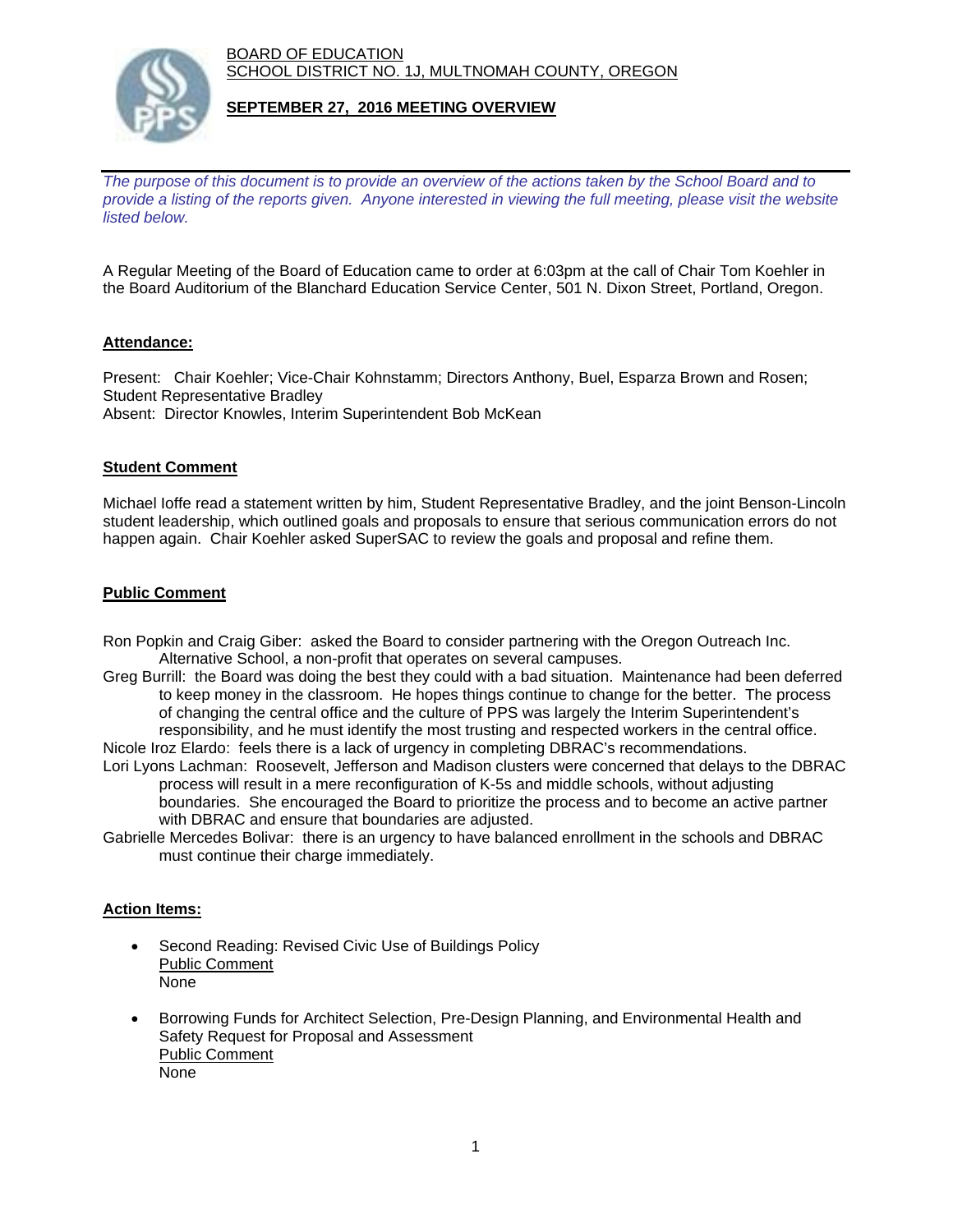BOARD OF EDUCATION
SCHOOL DISTRICT NO. 1J, MULTNOMAH COUNTY, OREGON

**SEPTEMBER 27, 2016 MEETING OVERVIEW**

*The purpose of this document is to provide an overview of the actions taken by the School Board and to provide a listing of the reports given. Anyone interested in viewing the full meeting, please visit the website listed below.*

A Regular Meeting of the Board of Education came to order at 6:03pm at the call of Chair Tom Koehler in the Board Auditorium of the Blanchard Education Service Center, 501 N. Dixon Street, Portland, Oregon.

## Attendance:

Present: Chair Koehler; Vice-Chair Kohnstamm; Directors Anthony, Buel, Esparza Brown and Rosen; Student Representative Bradley
Absent: Director Knowles, Interim Superintendent Bob McKean

## Student Comment

Michael Ioffe read a statement written by him, Student Representative Bradley, and the joint Benson-Lincoln student leadership, which outlined goals and proposals to ensure that serious communication errors do not happen again. Chair Koehler asked SuperSAC to review the goals and proposal and refine them.

## Public Comment

Ron Popkin and Craig Giber: asked the Board to consider partnering with the Oregon Outreach Inc. Alternative School, a non-profit that operates on several campuses.

Greg Burrill: the Board was doing the best they could with a bad situation. Maintenance had been deferred to keep money in the classroom. He hopes things continue to change for the better. The process of changing the central office and the culture of PPS was largely the Interim Superintendent's responsibility, and he must identify the most trusting and respected workers in the central office.

Nicole Iroz Elardo: feels there is a lack of urgency in completing DBRAC's recommendations.

Lori Lyons Lachman: Roosevelt, Jefferson and Madison clusters were concerned that delays to the DBRAC process will result in a mere reconfiguration of K-5s and middle schools, without adjusting boundaries. She encouraged the Board to prioritize the process and to become an active partner with DBRAC and ensure that boundaries are adjusted.

Gabrielle Mercedes Bolivar: there is an urgency to have balanced enrollment in the schools and DBRAC must continue their charge immediately.

## Action Items:

- Second Reading: Revised Civic Use of Buildings Policy
  Public Comment
  None

- Borrowing Funds for Architect Selection, Pre-Design Planning, and Environmental Health and Safety Request for Proposal and Assessment
  Public Comment
  None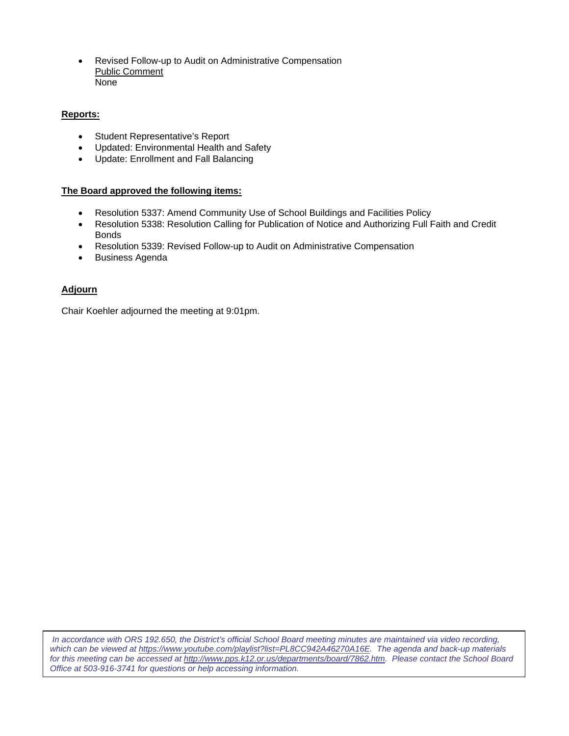- Revised Follow-up to Audit on Administrative Compensation
  Public Comment
  None

**Reports:**

- Student Representative's Report
- Updated: Environmental Health and Safety
- Update: Enrollment and Fall Balancing

**The Board approved the following items:**

- Resolution 5337: Amend Community Use of School Buildings and Facilities Policy
- Resolution 5338: Resolution Calling for Publication of Notice and Authorizing Full Faith and Credit Bonds
- Resolution 5339: Revised Follow-up to Audit on Administrative Compensation
- Business Agenda

**Adjourn**

Chair Koehler adjourned the meeting at 9:01pm.

*In accordance with ORS 192.650, the District's official School Board meeting minutes are maintained via video recording, which can be viewed at https://www.youtube.com/playlist?list=PL8CC942A46270A16E. The agenda and back-up materials for this meeting can be accessed at http://www.pps.k12.or.us/departments/board/7862.htm. Please contact the School Board Office at 503-916-3741 for questions or help accessing information.*